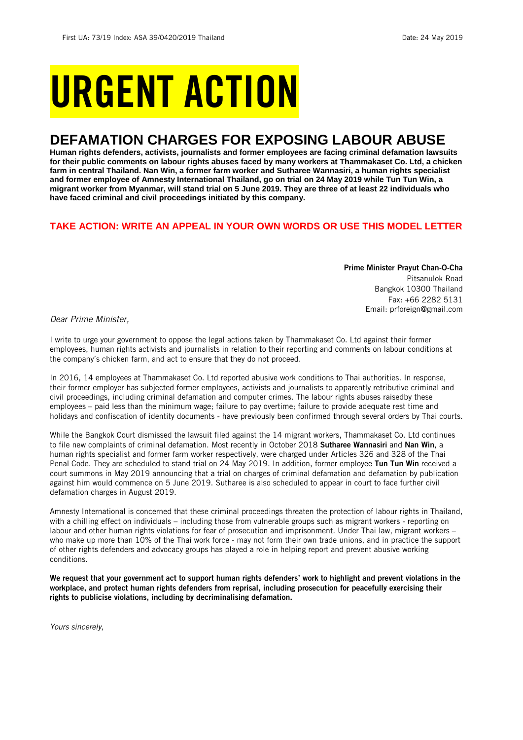First UA: 73/19 Index: ASA 39/0420/2019 Thailand Date: 24 May 2019

# URGENT ACTION

## DEFAMATION CHARGES FOR EXPOSING LABOUR ABUSE

**Human rights defenders, activists, journalists and former employees are facing criminal defamation lawsuits for their public comments on labour rights abuses faced by many workers at Thammakaset Co. Ltd, a chicken farm in central Thailand. Nan Win, a former farm worker and Sutharee Wannasiri, a human rights specialist and former employee of Amnesty International Thailand, go on trial on 24 May 2019 while Tun Tun Win, a migrant worker from Myanmar, will stand trial on 5 June 2019. They are three of at least 22 individuals who have faced criminal and civil proceedings initiated by this company.**

### TAKE ACTION: WRITE AN APPEAL IN YOUR OWN WORDS OR USE THIS MODEL LETTER

**Prime Minister Prayut Chan-O-Cha**
Pitsanulok Road
Bangkok 10300 Thailand
Fax: +66 2282 5131
Email: prforeign@gmail.com

*Dear Prime Minister,*

I write to urge your government to oppose the legal actions taken by Thammakaset Co. Ltd against their former employees, human rights activists and journalists in relation to their reporting and comments on labour conditions at the company's chicken farm, and act to ensure that they do not proceed.

In 2016, 14 employees at Thammakaset Co. Ltd reported abusive work conditions to Thai authorities. In response, their former employer has subjected former employees, activists and journalists to apparently retributive criminal and civil proceedings, including criminal defamation and computer crimes. The labour rights abuses raisedby these employees – paid less than the minimum wage; failure to pay overtime; failure to provide adequate rest time and holidays and confiscation of identity documents - have previously been confirmed through several orders by Thai courts.

While the Bangkok Court dismissed the lawsuit filed against the 14 migrant workers, Thammakaset Co. Ltd continues to file new complaints of criminal defamation. Most recently in October 2018 **Sutharee Wannasiri** and **Nan Win**, a human rights specialist and former farm worker respectively, were charged under Articles 326 and 328 of the Thai Penal Code. They are scheduled to stand trial on 24 May 2019. In addition, former employee **Tun Tun Win** received a court summons in May 2019 announcing that a trial on charges of criminal defamation and defamation by publication against him would commence on 5 June 2019. Sutharee is also scheduled to appear in court to face further civil defamation charges in August 2019.

Amnesty International is concerned that these criminal proceedings threaten the protection of labour rights in Thailand, with a chilling effect on individuals – including those from vulnerable groups such as migrant workers - reporting on labour and other human rights violations for fear of prosecution and imprisonment. Under Thai law, migrant workers – who make up more than 10% of the Thai work force - may not form their own trade unions, and in practice the support of other rights defenders and advocacy groups has played a role in helping report and prevent abusive working conditions.

**We request that your government act to support human rights defenders' work to highlight and prevent violations in the workplace, and protect human rights defenders from reprisal, including prosecution for peacefully exercising their rights to publicise violations, including by decriminalising defamation.**

*Yours sincerely,*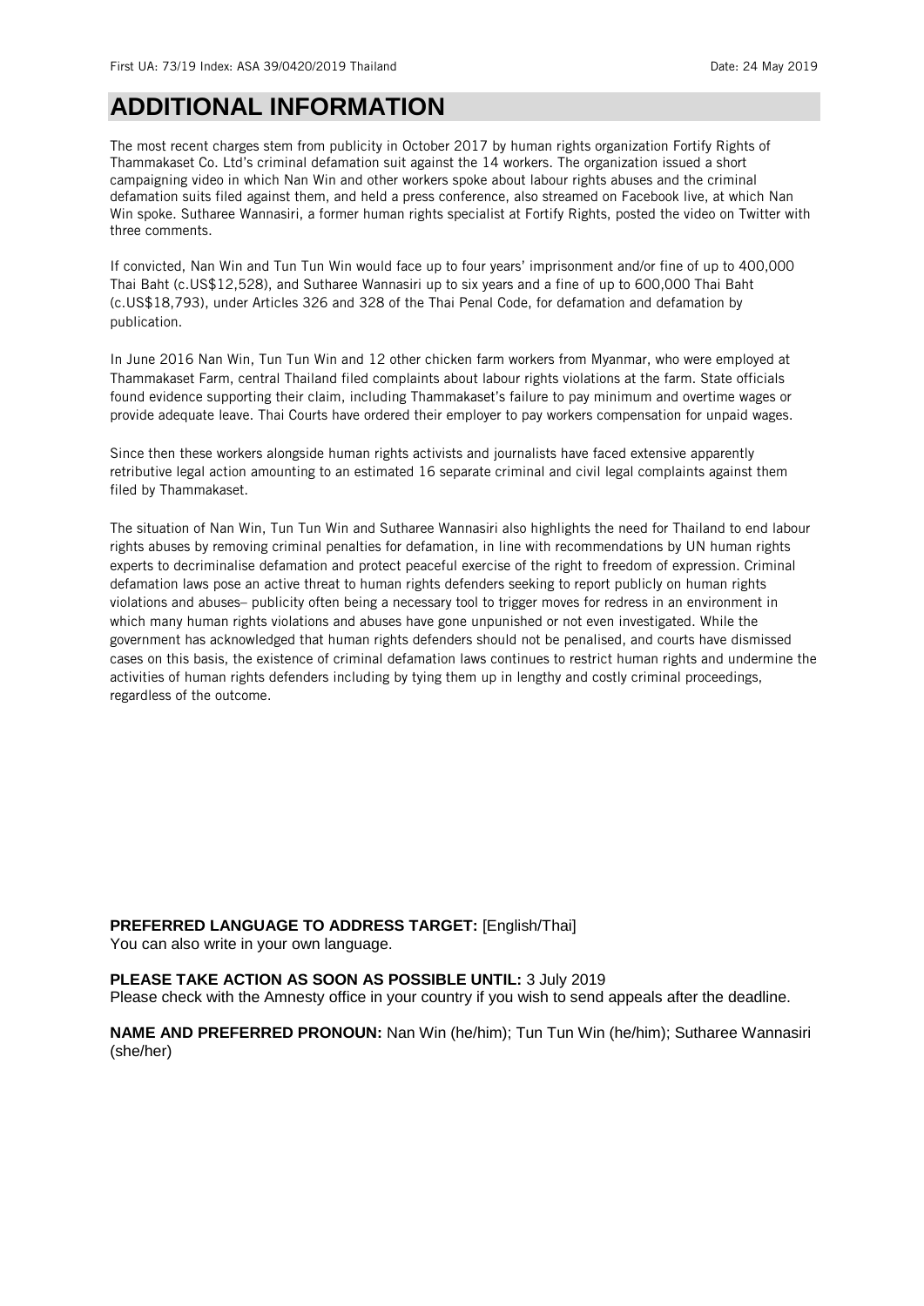# ADDITIONAL INFORMATION

The most recent charges stem from publicity in October 2017 by human rights organization Fortify Rights of Thammakaset Co. Ltd's criminal defamation suit against the 14 workers. The organization issued a short campaigning video in which Nan Win and other workers spoke about labour rights abuses and the criminal defamation suits filed against them, and held a press conference, also streamed on Facebook live, at which Nan Win spoke. Sutharee Wannasiri, a former human rights specialist at Fortify Rights, posted the video on Twitter with three comments.

If convicted, Nan Win and Tun Tun Win would face up to four years' imprisonment and/or fine of up to 400,000 Thai Baht (c.US$12,528), and Sutharee Wannasiri up to six years and a fine of up to 600,000 Thai Baht (c.US$18,793), under Articles 326 and 328 of the Thai Penal Code, for defamation and defamation by publication.

In June 2016 Nan Win, Tun Tun Win and 12 other chicken farm workers from Myanmar, who were employed at Thammakaset Farm, central Thailand filed complaints about labour rights violations at the farm. State officials found evidence supporting their claim, including Thammakaset's failure to pay minimum and overtime wages or provide adequate leave. Thai Courts have ordered their employer to pay workers compensation for unpaid wages.

Since then these workers alongside human rights activists and journalists have faced extensive apparently retributive legal action amounting to an estimated 16 separate criminal and civil legal complaints against them filed by Thammakaset.

The situation of Nan Win, Tun Tun Win and Sutharee Wannasiri also highlights the need for Thailand to end labour rights abuses by removing criminal penalties for defamation, in line with recommendations by UN human rights experts to decriminalise defamation and protect peaceful exercise of the right to freedom of expression. Criminal defamation laws pose an active threat to human rights defenders seeking to report publicly on human rights violations and abuses– publicity often being a necessary tool to trigger moves for redress in an environment in which many human rights violations and abuses have gone unpunished or not even investigated. While the government has acknowledged that human rights defenders should not be penalised, and courts have dismissed cases on this basis, the existence of criminal defamation laws continues to restrict human rights and undermine the activities of human rights defenders including by tying them up in lengthy and costly criminal proceedings, regardless of the outcome.

**PREFERRED LANGUAGE TO ADDRESS TARGET:** [English/Thai]
You can also write in your own language.

**PLEASE TAKE ACTION AS SOON AS POSSIBLE UNTIL:** 3 July 2019
Please check with the Amnesty office in your country if you wish to send appeals after the deadline.

**NAME AND PREFERRED PRONOUN:** Nan Win (he/him); Tun Tun Win (he/him); Sutharee Wannasiri (she/her)